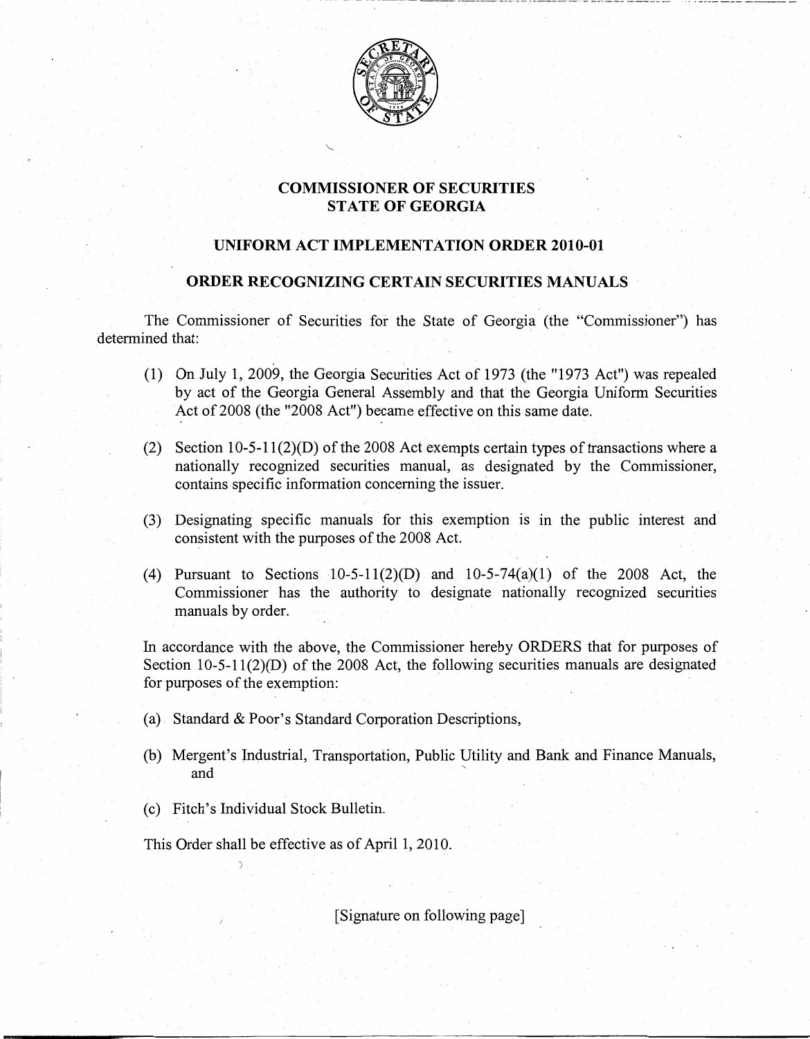# COMMISSIONER OF SECURITIES
# STATE OF GEORGIA

## UNIFORM ACT IMPLEMENTATION ORDER 2010-01

## ORDER RECOGNIZING CERTAIN SECURITIES MANUALS

The Commissioner of Securities for the State of Georgia (the "Commissioner") has determined that:

(1) On July 1, 2009, the Georgia Securities Act of 1973 (the "1973 Act") was repealed by act of the Georgia General Assembly and that the Georgia Uniform Securities Act of 2008 (the "2008 Act") became effective on this same date.

(2) Section 10-5-11(2)(D) of the 2008 Act exempts certain types of transactions where a nationally recognized securities manual, as designated by the Commissioner, contains specific information concerning the issuer.

(3) Designating specific manuals for this exemption is in the public interest and consistent with the purposes of the 2008 Act.

(4) Pursuant to Sections 10-5-11(2)(D) and 10-5-74(a)(1) of the 2008 Act, the Commissioner has the authority to designate nationally recognized securities manuals by order.

In accordance with the above, the Commissioner hereby ORDERS that for purposes of Section 10-5-11(2)(D) of the 2008 Act, the following securities manuals are designated for purposes of the exemption:

(a) Standard & Poor's Standard Corporation Descriptions,

(b) Mergent's Industrial, Transportation, Public Utility and Bank and Finance Manuals, and

(c) Fitch's Individual Stock Bulletin.

This Order shall be effective as of April 1, 2010.

[Signature on following page]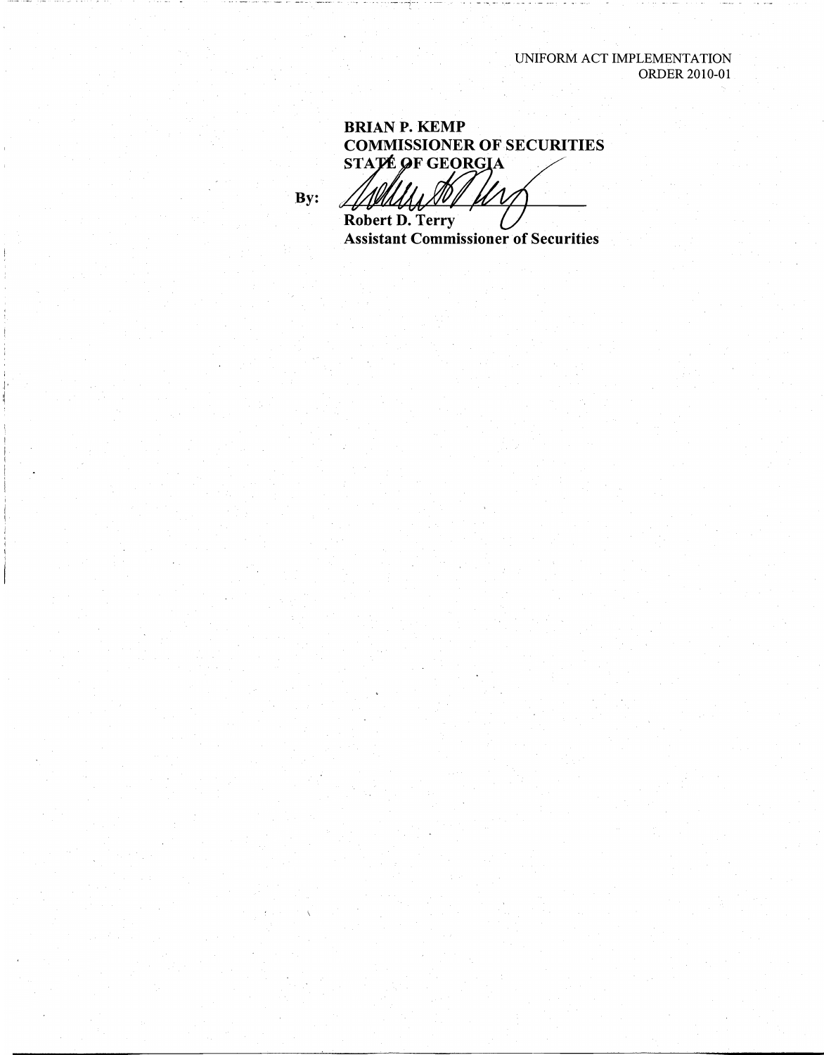**BRIAN P. KEMP**
**COMMISSIONER OF SECURITIES**
**STATE OF GEORGIA**

By: ______________________________
**Robert D. Terry**
**Assistant Commissioner of Securities**